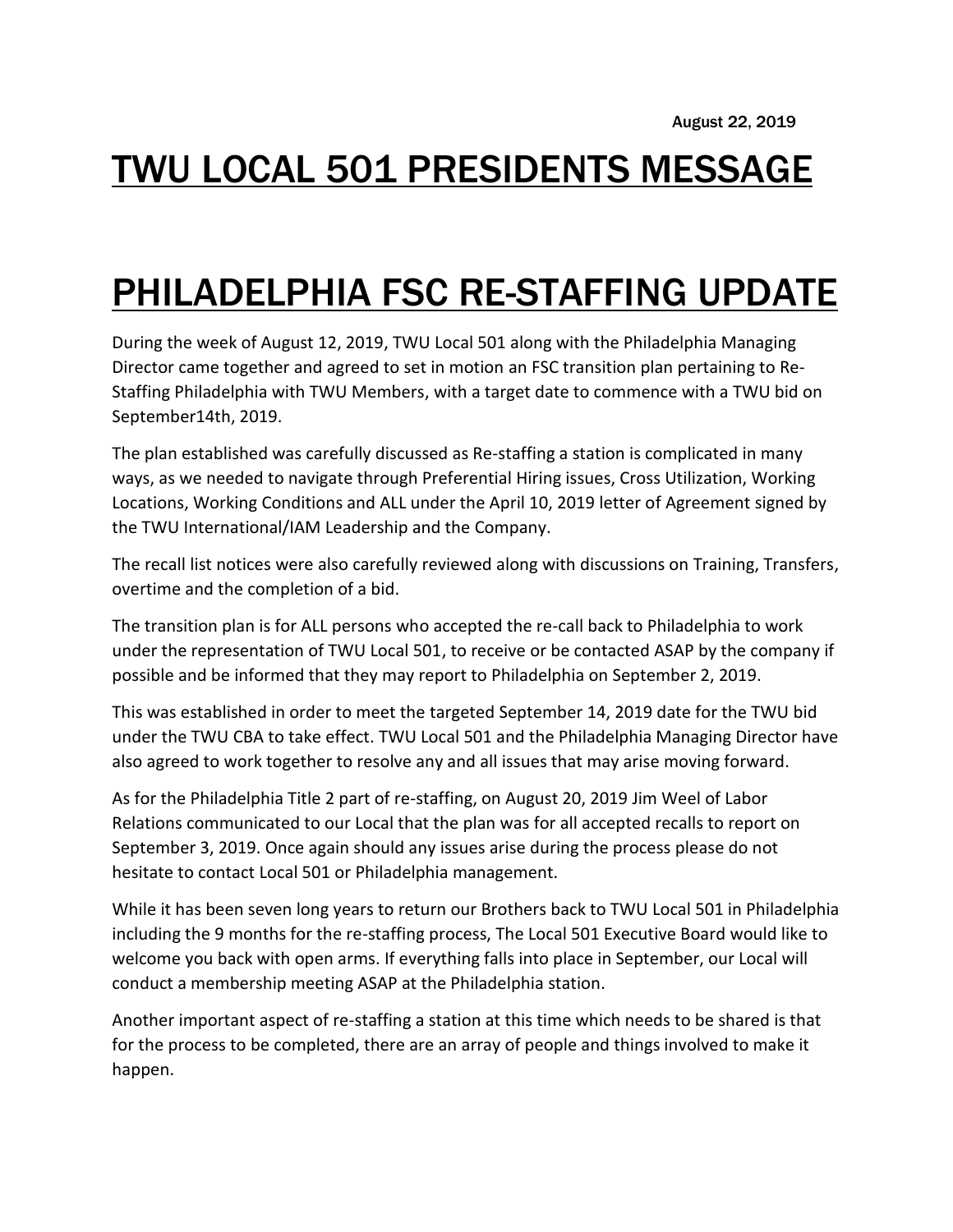August 22, 2019

# TWU LOCAL 501 PRESIDENTS MESSAGE

# PHILADELPHIA FSC RE-STAFFING UPDATE

During the week of August 12, 2019, TWU Local 501 along with the Philadelphia Managing Director came together and agreed to set in motion an FSC transition plan pertaining to Re-Staffing Philadelphia with TWU Members, with a target date to commence with a TWU bid on September14th, 2019.

The plan established was carefully discussed as Re-staffing a station is complicated in many ways, as we needed to navigate through Preferential Hiring issues, Cross Utilization, Working Locations, Working Conditions and ALL under the April 10, 2019 letter of Agreement signed by the TWU International/IAM Leadership and the Company.

The recall list notices were also carefully reviewed along with discussions on Training, Transfers, overtime and the completion of a bid.

The transition plan is for ALL persons who accepted the re-call back to Philadelphia to work under the representation of TWU Local 501, to receive or be contacted ASAP by the company if possible and be informed that they may report to Philadelphia on September 2, 2019.

This was established in order to meet the targeted September 14, 2019 date for the TWU bid under the TWU CBA to take effect. TWU Local 501 and the Philadelphia Managing Director have also agreed to work together to resolve any and all issues that may arise moving forward.

As for the Philadelphia Title 2 part of re-staffing, on August 20, 2019 Jim Weel of Labor Relations communicated to our Local that the plan was for all accepted recalls to report on September 3, 2019. Once again should any issues arise during the process please do not hesitate to contact Local 501 or Philadelphia management.

While it has been seven long years to return our Brothers back to TWU Local 501 in Philadelphia including the 9 months for the re-staffing process, The Local 501 Executive Board would like to welcome you back with open arms. If everything falls into place in September, our Local will conduct a membership meeting ASAP at the Philadelphia station.

Another important aspect of re-staffing a station at this time which needs to be shared is that for the process to be completed, there are an array of people and things involved to make it happen.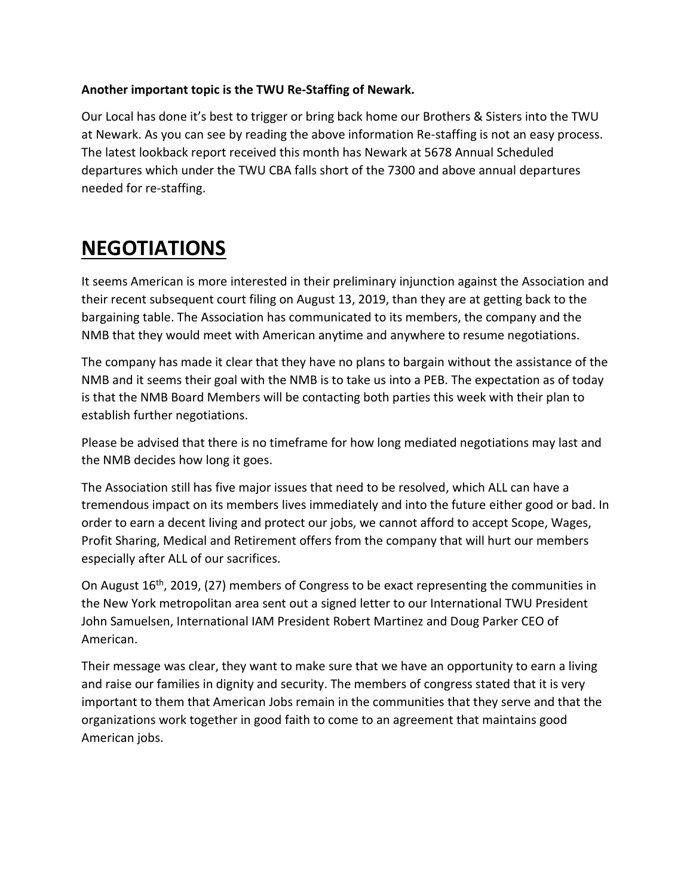**Another important topic is the TWU Re-Staffing of Newark.**

Our Local has done it's best to trigger or bring back home our Brothers & Sisters into the TWU at Newark. As you can see by reading the above information Re-staffing is not an easy process. The latest lookback report received this month has Newark at 5678 Annual Scheduled departures which under the TWU CBA falls short of the 7300 and above annual departures needed for re-staffing.

# NEGOTIATIONS

It seems American is more interested in their preliminary injunction against the Association and their recent subsequent court filing on August 13, 2019, than they are at getting back to the bargaining table. The Association has communicated to its members, the company and the NMB that they would meet with American anytime and anywhere to resume negotiations.

The company has made it clear that they have no plans to bargain without the assistance of the NMB and it seems their goal with the NMB is to take us into a PEB. The expectation as of today is that the NMB Board Members will be contacting both parties this week with their plan to establish further negotiations.

Please be advised that there is no timeframe for how long mediated negotiations may last and the NMB decides how long it goes.

The Association still has five major issues that need to be resolved, which ALL can have a tremendous impact on its members lives immediately and into the future either good or bad. In order to earn a decent living and protect our jobs, we cannot afford to accept Scope, Wages, Profit Sharing, Medical and Retirement offers from the company that will hurt our members especially after ALL of our sacrifices.

On August 16th, 2019, (27) members of Congress to be exact representing the communities in the New York metropolitan area sent out a signed letter to our International TWU President John Samuelsen, International IAM President Robert Martinez and Doug Parker CEO of American.

Their message was clear, they want to make sure that we have an opportunity to earn a living and raise our families in dignity and security. The members of congress stated that it is very important to them that American Jobs remain in the communities that they serve and that the organizations work together in good faith to come to an agreement that maintains good American jobs.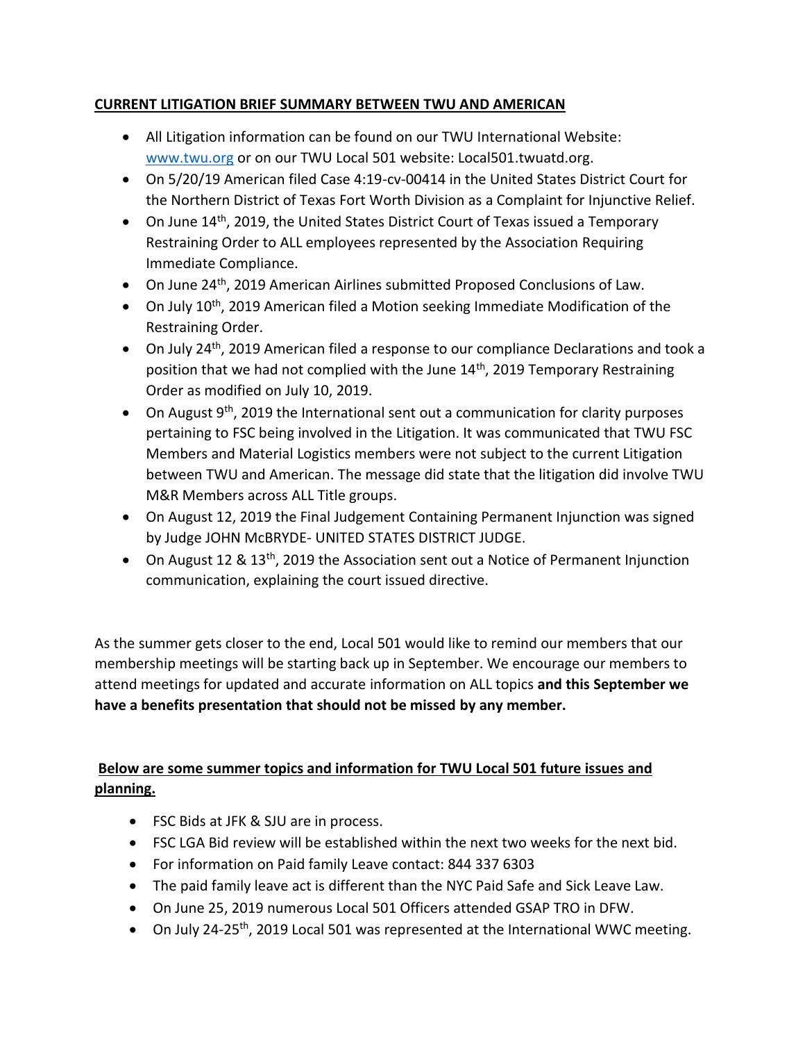**CURRENT LITIGATION BRIEF SUMMARY BETWEEN TWU AND AMERICAN**

- All Litigation information can be found on our TWU International Website: www.twu.org or on our TWU Local 501 website: Local501.twuatd.org.
- On 5/20/19 American filed Case 4:19-cv-00414 in the United States District Court for the Northern District of Texas Fort Worth Division as a Complaint for Injunctive Relief.
- On June 14th, 2019, the United States District Court of Texas issued a Temporary Restraining Order to ALL employees represented by the Association Requiring Immediate Compliance.
- On June 24th, 2019 American Airlines submitted Proposed Conclusions of Law.
- On July 10th, 2019 American filed a Motion seeking Immediate Modification of the Restraining Order.
- On July 24th, 2019 American filed a response to our compliance Declarations and took a position that we had not complied with the June 14th, 2019 Temporary Restraining Order as modified on July 10, 2019.
- On August 9th, 2019 the International sent out a communication for clarity purposes pertaining to FSC being involved in the Litigation. It was communicated that TWU FSC Members and Material Logistics members were not subject to the current Litigation between TWU and American. The message did state that the litigation did involve TWU M&R Members across ALL Title groups.
- On August 12, 2019 the Final Judgement Containing Permanent Injunction was signed by Judge JOHN McBRYDE- UNITED STATES DISTRICT JUDGE.
- On August 12 & 13th, 2019 the Association sent out a Notice of Permanent Injunction communication, explaining the court issued directive.

As the summer gets closer to the end, Local 501 would like to remind our members that our membership meetings will be starting back up in September. We encourage our members to attend meetings for updated and accurate information on ALL topics **and this September we have a benefits presentation that should not be missed by any member.**

**Below are some summer topics and information for TWU Local 501 future issues and planning.**

- FSC Bids at JFK & SJU are in process.
- FSC LGA Bid review will be established within the next two weeks for the next bid.
- For information on Paid family Leave contact: 844 337 6303
- The paid family leave act is different than the NYC Paid Safe and Sick Leave Law.
- On June 25, 2019 numerous Local 501 Officers attended GSAP TRO in DFW.
- On July 24-25th, 2019 Local 501 was represented at the International WWC meeting.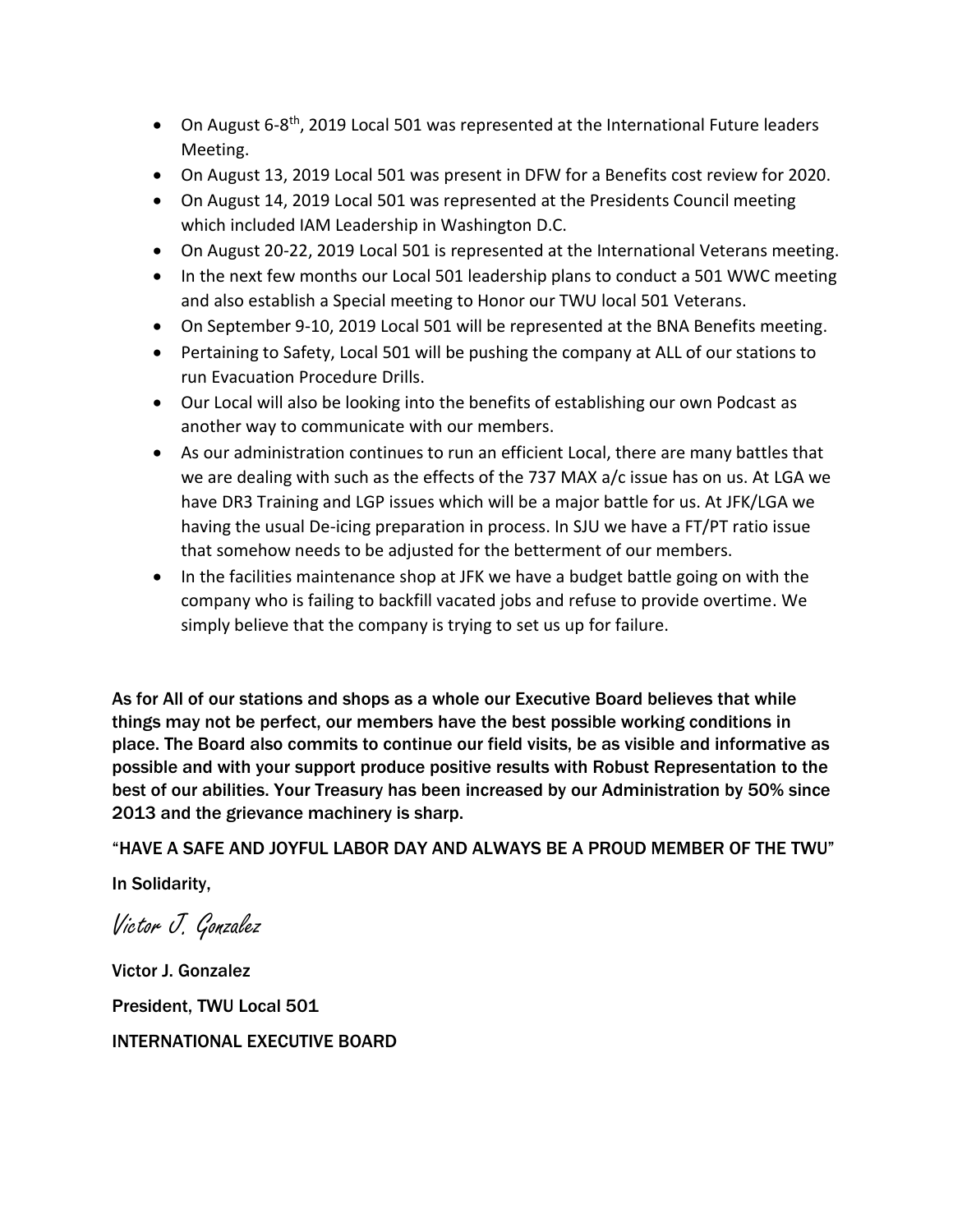- On August 6-8th, 2019 Local 501 was represented at the International Future leaders Meeting.
- On August 13, 2019 Local 501 was present in DFW for a Benefits cost review for 2020.
- On August 14, 2019 Local 501 was represented at the Presidents Council meeting which included IAM Leadership in Washington D.C.
- On August 20-22, 2019 Local 501 is represented at the International Veterans meeting.
- In the next few months our Local 501 leadership plans to conduct a 501 WWC meeting and also establish a Special meeting to Honor our TWU local 501 Veterans.
- On September 9-10, 2019 Local 501 will be represented at the BNA Benefits meeting.
- Pertaining to Safety, Local 501 will be pushing the company at ALL of our stations to run Evacuation Procedure Drills.
- Our Local will also be looking into the benefits of establishing our own Podcast as another way to communicate with our members.
- As our administration continues to run an efficient Local, there are many battles that we are dealing with such as the effects of the 737 MAX a/c issue has on us. At LGA we have DR3 Training and LGP issues which will be a major battle for us. At JFK/LGA we having the usual De-icing preparation in process. In SJU we have a FT/PT ratio issue that somehow needs to be adjusted for the betterment of our members.
- In the facilities maintenance shop at JFK we have a budget battle going on with the company who is failing to backfill vacated jobs and refuse to provide overtime. We simply believe that the company is trying to set us up for failure.

As for All of our stations and shops as a whole our Executive Board believes that while things may not be perfect, our members have the best possible working conditions in place. The Board also commits to continue our field visits, be as visible and informative as possible and with your support produce positive results with Robust Representation to the best of our abilities. Your Treasury has been increased by our Administration by 50% since 2013 and the grievance machinery is sharp.

"HAVE A SAFE AND JOYFUL LABOR DAY AND ALWAYS BE A PROUD MEMBER OF THE TWU"

In Solidarity,

*Victor J. Gonzalez*

Victor J. Gonzalez

President, TWU Local 501

INTERNATIONAL EXECUTIVE BOARD